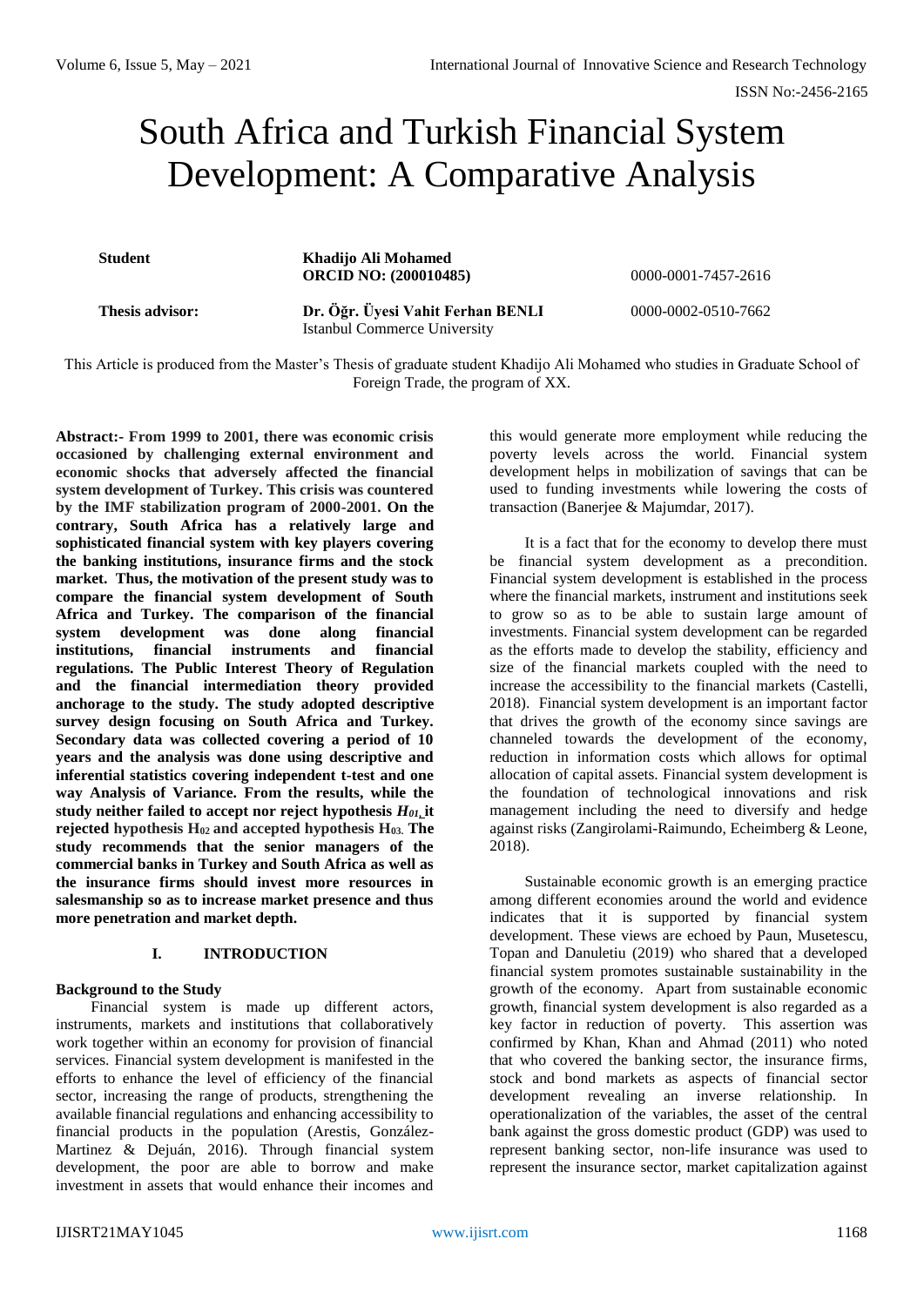# South Africa and Turkish Financial System Development: A Comparative Analysis

| | | |
|---|---|---|
| **Student** | **Khadijo Ali Mohamed** **ORCID NO: (200010485)** | 0000-0001-7457-2616 |
| **Thesis advisor:** | **Dr. Öğr. Üyesi Vahit Ferhan BENLI** Istanbul Commerce University | 0000-0002-0510-7662 |

This Article is produced from the Master's Thesis of graduate student Khadijo Ali Mohamed who studies in Graduate School of Foreign Trade, the program of XX.

**Abstract:- From 1999 to 2001, there was economic crisis occasioned by challenging external environment and economic shocks that adversely affected the financial system development of Turkey. This crisis was countered by the IMF stabilization program of 2000-2001. On the contrary, South Africa has a relatively large and sophisticated financial system with key players covering the banking institutions, insurance firms and the stock market. Thus, the motivation of the present study was to compare the financial system development of South Africa and Turkey. The comparison of the financial system development was done along financial institutions, financial instruments and financial regulations. The Public Interest Theory of Regulation and the financial intermediation theory provided anchorage to the study. The study adopted descriptive survey design focusing on South Africa and Turkey. Secondary data was collected covering a period of 10 years and the analysis was done using descriptive and inferential statistics covering independent t-test and one way Analysis of Variance. From the results, while the study neither failed to accept nor reject hypothesis $H_{01}$, it rejected hypothesis $H_{02}$ and accepted hypothesis $H_{03}$. The study recommends that the senior managers of the commercial banks in Turkey and South Africa as well as the insurance firms should invest more resources in salesmanship so as to increase market presence and thus more penetration and market depth.**

## I. INTRODUCTION

### Background to the Study

Financial system is made up different actors, instruments, markets and institutions that collaboratively work together within an economy for provision of financial services. Financial system development is manifested in the efforts to enhance the level of efficiency of the financial sector, increasing the range of products, strengthening the available financial regulations and enhancing accessibility to financial products in the population (Arestis, González-Martinez & Dejuán, 2016). Through financial system development, the poor are able to borrow and make investment in assets that would enhance their incomes and this would generate more employment while reducing the poverty levels across the world. Financial system development helps in mobilization of savings that can be used to funding investments while lowering the costs of transaction (Banerjee & Majumdar, 2017).

It is a fact that for the economy to develop there must be financial system development as a precondition. Financial system development is established in the process where the financial markets, instrument and institutions seek to grow so as to be able to sustain large amount of investments. Financial system development can be regarded as the efforts made to develop the stability, efficiency and size of the financial markets coupled with the need to increase the accessibility to the financial markets (Castelli, 2018). Financial system development is an important factor that drives the growth of the economy since savings are channeled towards the development of the economy, reduction in information costs which allows for optimal allocation of capital assets. Financial system development is the foundation of technological innovations and risk management including the need to diversify and hedge against risks (Zangirolami-Raimundo, Echeimberg & Leone, 2018).

Sustainable economic growth is an emerging practice among different economies around the world and evidence indicates that it is supported by financial system development. These views are echoed by Paun, Musetescu, Topan and Danuletiu (2019) who shared that a developed financial system promotes sustainable sustainability in the growth of the economy. Apart from sustainable economic growth, financial system development is also regarded as a key factor in reduction of poverty. This assertion was confirmed by Khan, Khan and Ahmad (2011) who noted that who covered the banking sector, the insurance firms, stock and bond markets as aspects of financial sector development revealing an inverse relationship. In operationalization of the variables, the asset of the central bank against the gross domestic product (GDP) was used to represent banking sector, non-life insurance was used to represent the insurance sector, market capitalization against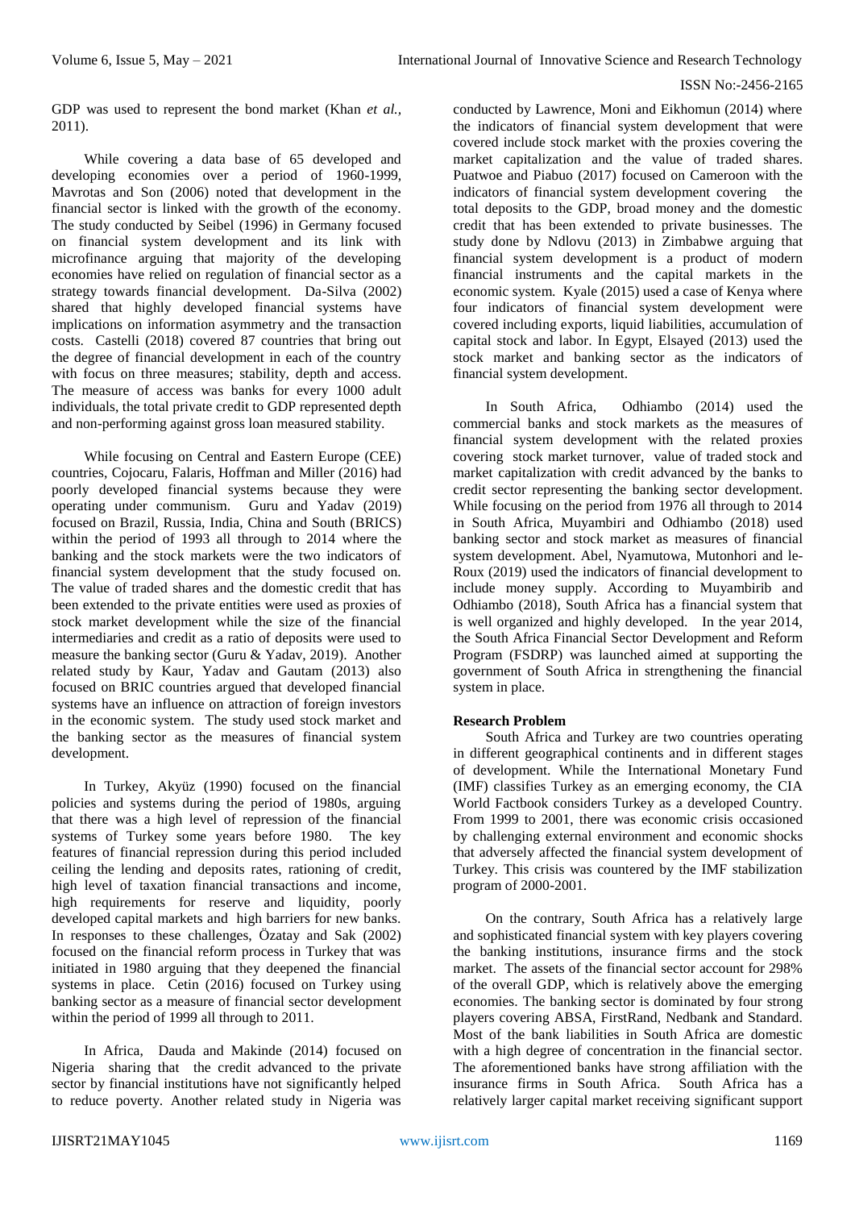GDP was used to represent the bond market (Khan *et al.,* 2011).

While covering a data base of 65 developed and developing economies over a period of 1960-1999, Mavrotas and Son (2006) noted that development in the financial sector is linked with the growth of the economy. The study conducted by Seibel (1996) in Germany focused on financial system development and its link with microfinance arguing that majority of the developing economies have relied on regulation of financial sector as a strategy towards financial development. Da-Silva (2002) shared that highly developed financial systems have implications on information asymmetry and the transaction costs. Castelli (2018) covered 87 countries that bring out the degree of financial development in each of the country with focus on three measures; stability, depth and access. The measure of access was banks for every 1000 adult individuals, the total private credit to GDP represented depth and non-performing against gross loan measured stability.

While focusing on Central and Eastern Europe (CEE) countries, Cojocaru, Falaris, Hoffman and Miller (2016) had poorly developed financial systems because they were operating under communism. Guru and Yadav (2019) focused on Brazil, Russia, India, China and South (BRICS) within the period of 1993 all through to 2014 where the banking and the stock markets were the two indicators of financial system development that the study focused on. The value of traded shares and the domestic credit that has been extended to the private entities were used as proxies of stock market development while the size of the financial intermediaries and credit as a ratio of deposits were used to measure the banking sector (Guru & Yadav, 2019). Another related study by Kaur, Yadav and Gautam (2013) also focused on BRIC countries argued that developed financial systems have an influence on attraction of foreign investors in the economic system. The study used stock market and the banking sector as the measures of financial system development.

In Turkey, Akyüz (1990) focused on the financial policies and systems during the period of 1980s, arguing that there was a high level of repression of the financial systems of Turkey some years before 1980. The key features of financial repression during this period included ceiling the lending and deposits rates, rationing of credit, high level of taxation financial transactions and income, high requirements for reserve and liquidity, poorly developed capital markets and high barriers for new banks. In responses to these challenges, Özatay and Sak (2002) focused on the financial reform process in Turkey that was initiated in 1980 arguing that they deepened the financial systems in place. Cetin (2016) focused on Turkey using banking sector as a measure of financial sector development within the period of 1999 all through to 2011.

In Africa, Dauda and Makinde (2014) focused on Nigeria sharing that the credit advanced to the private sector by financial institutions have not significantly helped to reduce poverty. Another related study in Nigeria was conducted by Lawrence, Moni and Eikhomun (2014) where the indicators of financial system development that were covered include stock market with the proxies covering the market capitalization and the value of traded shares. Puatwoe and Piabuo (2017) focused on Cameroon with the indicators of financial system development covering the total deposits to the GDP, broad money and the domestic credit that has been extended to private businesses. The study done by Ndlovu (2013) in Zimbabwe arguing that financial system development is a product of modern financial instruments and the capital markets in the economic system. Kyale (2015) used a case of Kenya where four indicators of financial system development were covered including exports, liquid liabilities, accumulation of capital stock and labor. In Egypt, Elsayed (2013) used the stock market and banking sector as the indicators of financial system development.

In South Africa, Odhiambo (2014) used the commercial banks and stock markets as the measures of financial system development with the related proxies covering stock market turnover, value of traded stock and market capitalization with credit advanced by the banks to credit sector representing the banking sector development. While focusing on the period from 1976 all through to 2014 in South Africa, Muyambiri and Odhiambo (2018) used banking sector and stock market as measures of financial system development. Abel, Nyamutowa, Mutonhori and le-Roux (2019) used the indicators of financial development to include money supply. According to Muyambirib and Odhiambo (2018), South Africa has a financial system that is well organized and highly developed. In the year 2014, the South Africa Financial Sector Development and Reform Program (FSDRP) was launched aimed at supporting the government of South Africa in strengthening the financial system in place.

**Research Problem**

South Africa and Turkey are two countries operating in different geographical continents and in different stages of development. While the International Monetary Fund (IMF) classifies Turkey as an emerging economy, the CIA World Factbook considers Turkey as a developed Country. From 1999 to 2001, there was economic crisis occasioned by challenging external environment and economic shocks that adversely affected the financial system development of Turkey. This crisis was countered by the IMF stabilization program of 2000-2001.

On the contrary, South Africa has a relatively large and sophisticated financial system with key players covering the banking institutions, insurance firms and the stock market. The assets of the financial sector account for 298% of the overall GDP, which is relatively above the emerging economies. The banking sector is dominated by four strong players covering ABSA, FirstRand, Nedbank and Standard. Most of the bank liabilities in South Africa are domestic with a high degree of concentration in the financial sector. The aforementioned banks have strong affiliation with the insurance firms in South Africa. South Africa has a relatively larger capital market receiving significant support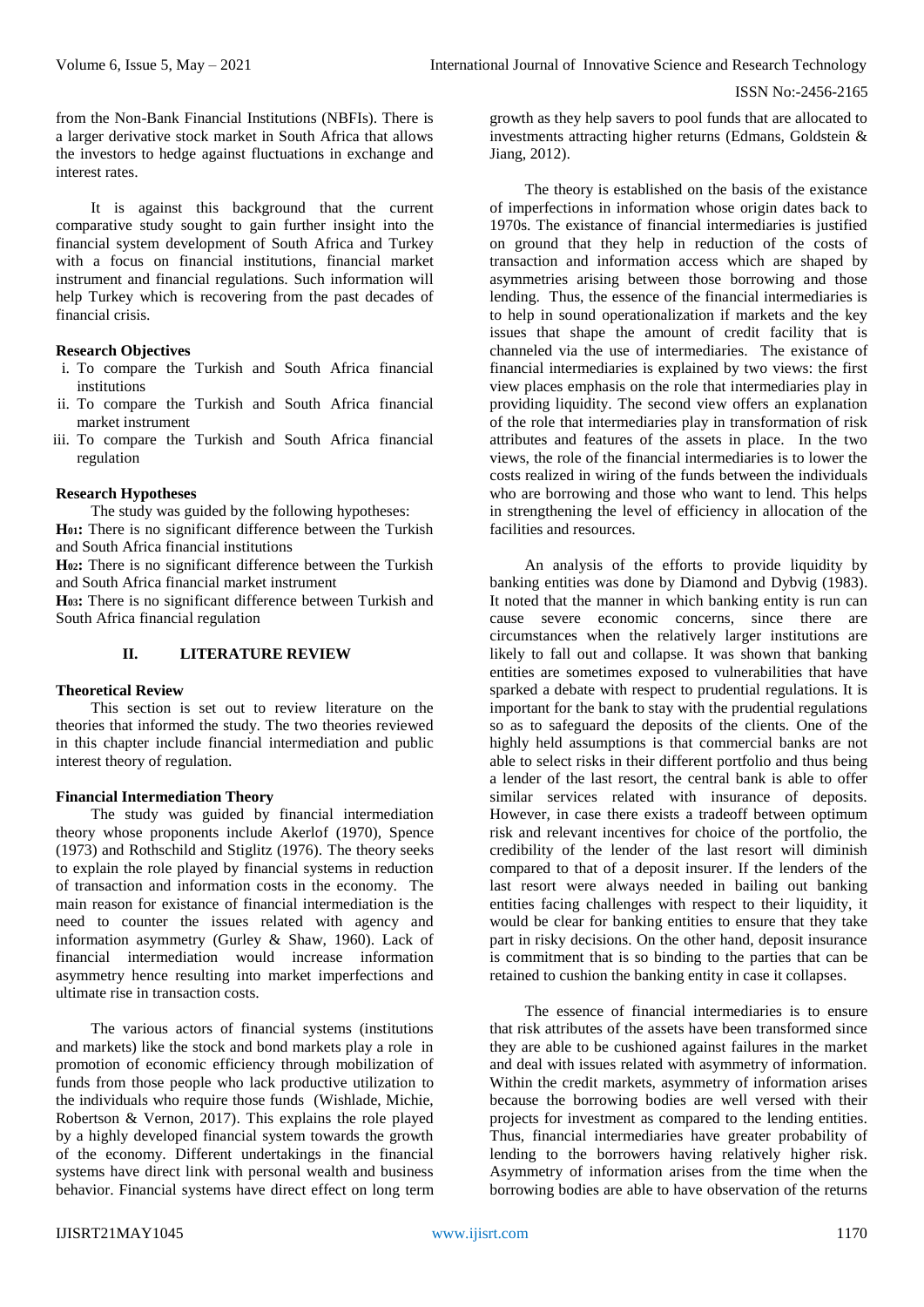from the Non-Bank Financial Institutions (NBFIs). There is a larger derivative stock market in South Africa that allows the investors to hedge against fluctuations in exchange and interest rates.

It is against this background that the current comparative study sought to gain further insight into the financial system development of South Africa and Turkey with a focus on financial institutions, financial market instrument and financial regulations. Such information will help Turkey which is recovering from the past decades of financial crisis.

### Research Objectives

i. To compare the Turkish and South Africa financial institutions
ii. To compare the Turkish and South Africa financial market instrument
iii. To compare the Turkish and South Africa financial regulation

### Research Hypotheses

The study was guided by the following hypotheses:

**H01:** There is no significant difference between the Turkish and South Africa financial institutions

**H02:** There is no significant difference between the Turkish and South Africa financial market instrument

**H03:** There is no significant difference between Turkish and South Africa financial regulation

## II. LITERATURE REVIEW

### Theoretical Review

This section is set out to review literature on the theories that informed the study. The two theories reviewed in this chapter include financial intermediation and public interest theory of regulation.

### Financial Intermediation Theory

The study was guided by financial intermediation theory whose proponents include Akerlof (1970), Spence (1973) and Rothschild and Stiglitz (1976). The theory seeks to explain the role played by financial systems in reduction of transaction and information costs in the economy. The main reason for existance of financial intermediation is the need to counter the issues related with agency and information asymmetry (Gurley & Shaw, 1960). Lack of financial intermediation would increase information asymmetry hence resulting into market imperfections and ultimate rise in transaction costs.

The various actors of financial systems (institutions and markets) like the stock and bond markets play a role in promotion of economic efficiency through mobilization of funds from those people who lack productive utilization to the individuals who require those funds (Wishlade, Michie, Robertson & Vernon, 2017). This explains the role played by a highly developed financial system towards the growth of the economy. Different undertakings in the financial systems have direct link with personal wealth and business behavior. Financial systems have direct effect on long term growth as they help savers to pool funds that are allocated to investments attracting higher returns (Edmans, Goldstein & Jiang, 2012).

The theory is established on the basis of the existance of imperfections in information whose origin dates back to 1970s. The existance of financial intermediaries is justified on ground that they help in reduction of the costs of transaction and information access which are shaped by asymmetries arising between those borrowing and those lending. Thus, the essence of the financial intermediaries is to help in sound operationalization if markets and the key issues that shape the amount of credit facility that is channeled via the use of intermediaries. The existance of financial intermediaries is explained by two views: the first view places emphasis on the role that intermediaries play in providing liquidity. The second view offers an explanation of the role that intermediaries play in transformation of risk attributes and features of the assets in place. In the two views, the role of the financial intermediaries is to lower the costs realized in wiring of the funds between the individuals who are borrowing and those who want to lend. This helps in strengthening the level of efficiency in allocation of the facilities and resources.

An analysis of the efforts to provide liquidity by banking entities was done by Diamond and Dybvig (1983). It noted that the manner in which banking entity is run can cause severe economic concerns, since there are circumstances when the relatively larger institutions are likely to fall out and collapse. It was shown that banking entities are sometimes exposed to vulnerabilities that have sparked a debate with respect to prudential regulations. It is important for the bank to stay with the prudential regulations so as to safeguard the deposits of the clients. One of the highly held assumptions is that commercial banks are not able to select risks in their different portfolio and thus being a lender of the last resort, the central bank is able to offer similar services related with insurance of deposits. However, in case there exists a tradeoff between optimum risk and relevant incentives for choice of the portfolio, the credibility of the lender of the last resort will diminish compared to that of a deposit insurer. If the lenders of the last resort were always needed in bailing out banking entities facing challenges with respect to their liquidity, it would be clear for banking entities to ensure that they take part in risky decisions. On the other hand, deposit insurance is commitment that is so binding to the parties that can be retained to cushion the banking entity in case it collapses.

The essence of financial intermediaries is to ensure that risk attributes of the assets have been transformed since they are able to be cushioned against failures in the market and deal with issues related with asymmetry of information. Within the credit markets, asymmetry of information arises because the borrowing bodies are well versed with their projects for investment as compared to the lending entities. Thus, financial intermediaries have greater probability of lending to the borrowers having relatively higher risk. Asymmetry of information arises from the time when the borrowing bodies are able to have observation of the returns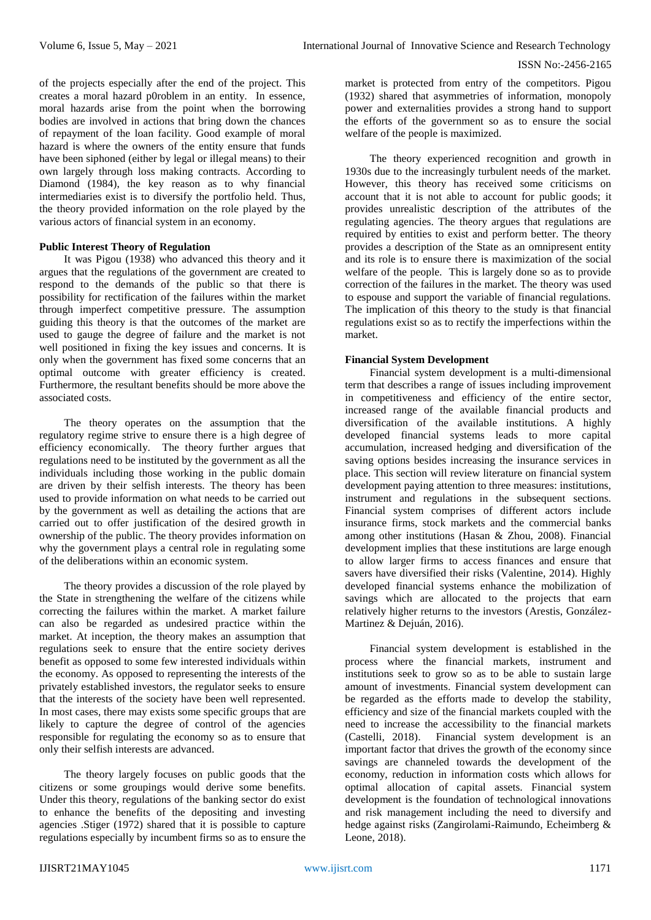of the projects especially after the end of the project. This creates a moral hazard p0roblem in an entity. In essence, moral hazards arise from the point when the borrowing bodies are involved in actions that bring down the chances of repayment of the loan facility. Good example of moral hazard is where the owners of the entity ensure that funds have been siphoned (either by legal or illegal means) to their own largely through loss making contracts. According to Diamond (1984), the key reason as to why financial intermediaries exist is to diversify the portfolio held. Thus, the theory provided information on the role played by the various actors of financial system in an economy.

**Public Interest Theory of Regulation**

It was Pigou (1938) who advanced this theory and it argues that the regulations of the government are created to respond to the demands of the public so that there is possibility for rectification of the failures within the market through imperfect competitive pressure. The assumption guiding this theory is that the outcomes of the market are used to gauge the degree of failure and the market is not well positioned in fixing the key issues and concerns. It is only when the government has fixed some concerns that an optimal outcome with greater efficiency is created. Furthermore, the resultant benefits should be more above the associated costs.

The theory operates on the assumption that the regulatory regime strive to ensure there is a high degree of efficiency economically. The theory further argues that regulations need to be instituted by the government as all the individuals including those working in the public domain are driven by their selfish interests. The theory has been used to provide information on what needs to be carried out by the government as well as detailing the actions that are carried out to offer justification of the desired growth in ownership of the public. The theory provides information on why the government plays a central role in regulating some of the deliberations within an economic system.

The theory provides a discussion of the role played by the State in strengthening the welfare of the citizens while correcting the failures within the market. A market failure can also be regarded as undesired practice within the market. At inception, the theory makes an assumption that regulations seek to ensure that the entire society derives benefit as opposed to some few interested individuals within the economy. As opposed to representing the interests of the privately established investors, the regulator seeks to ensure that the interests of the society have been well represented. In most cases, there may exists some specific groups that are likely to capture the degree of control of the agencies responsible for regulating the economy so as to ensure that only their selfish interests are advanced.

The theory largely focuses on public goods that the citizens or some groupings would derive some benefits. Under this theory, regulations of the banking sector do exist to enhance the benefits of the depositing and investing agencies .Stiger (1972) shared that it is possible to capture regulations especially by incumbent firms so as to ensure the market is protected from entry of the competitors. Pigou (1932) shared that asymmetries of information, monopoly power and externalities provides a strong hand to support the efforts of the government so as to ensure the social welfare of the people is maximized.

The theory experienced recognition and growth in 1930s due to the increasingly turbulent needs of the market. However, this theory has received some criticisms on account that it is not able to account for public goods; it provides unrealistic description of the attributes of the regulating agencies. The theory argues that regulations are required by entities to exist and perform better. The theory provides a description of the State as an omnipresent entity and its role is to ensure there is maximization of the social welfare of the people. This is largely done so as to provide correction of the failures in the market. The theory was used to espouse and support the variable of financial regulations. The implication of this theory to the study is that financial regulations exist so as to rectify the imperfections within the market.

**Financial System Development**

Financial system development is a multi-dimensional term that describes a range of issues including improvement in competitiveness and efficiency of the entire sector, increased range of the available financial products and diversification of the available institutions. A highly developed financial systems leads to more capital accumulation, increased hedging and diversification of the saving options besides increasing the insurance services in place. This section will review literature on financial system development paying attention to three measures: institutions, instrument and regulations in the subsequent sections. Financial system comprises of different actors include insurance firms, stock markets and the commercial banks among other institutions (Hasan & Zhou, 2008). Financial development implies that these institutions are large enough to allow larger firms to access finances and ensure that savers have diversified their risks (Valentine, 2014). Highly developed financial systems enhance the mobilization of savings which are allocated to the projects that earn relatively higher returns to the investors (Arestis, González-Martinez & Dejuán, 2016).

Financial system development is established in the process where the financial markets, instrument and institutions seek to grow so as to be able to sustain large amount of investments. Financial system development can be regarded as the efforts made to develop the stability, efficiency and size of the financial markets coupled with the need to increase the accessibility to the financial markets (Castelli, 2018). Financial system development is an important factor that drives the growth of the economy since savings are channeled towards the development of the economy, reduction in information costs which allows for optimal allocation of capital assets. Financial system development is the foundation of technological innovations and risk management including the need to diversify and hedge against risks (Zangirolami-Raimundo, Echeimberg & Leone, 2018).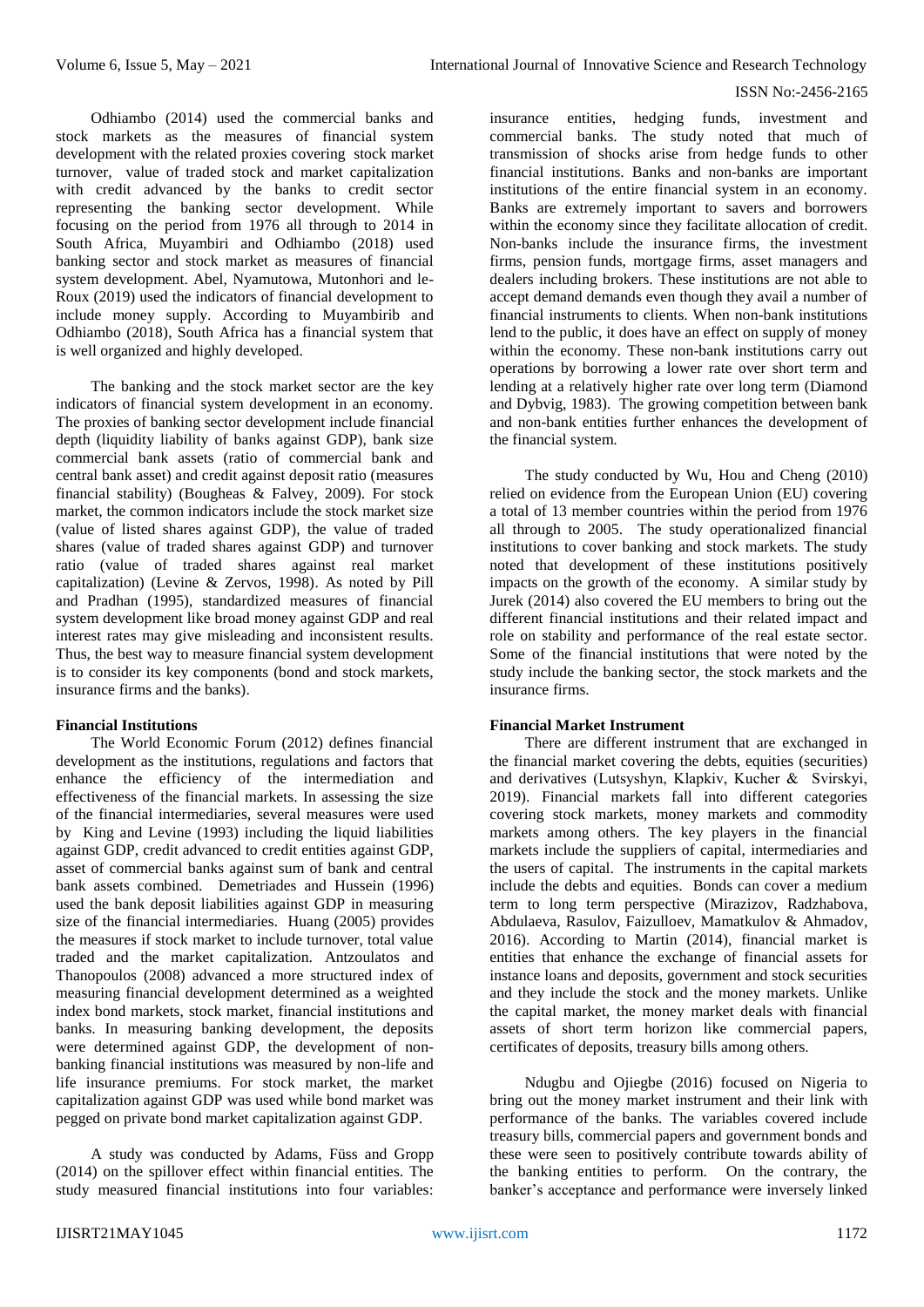Odhiambo (2014) used the commercial banks and stock markets as the measures of financial system development with the related proxies covering stock market turnover, value of traded stock and market capitalization with credit advanced by the banks to credit sector representing the banking sector development. While focusing on the period from 1976 all through to 2014 in South Africa, Muyambiri and Odhiambo (2018) used banking sector and stock market as measures of financial system development. Abel, Nyamutowa, Mutonhori and le-Roux (2019) used the indicators of financial development to include money supply. According to Muyambirib and Odhiambo (2018), South Africa has a financial system that is well organized and highly developed.

The banking and the stock market sector are the key indicators of financial system development in an economy. The proxies of banking sector development include financial depth (liquidity liability of banks against GDP), bank size commercial bank assets (ratio of commercial bank and central bank asset) and credit against deposit ratio (measures financial stability) (Bougheas & Falvey, 2009). For stock market, the common indicators include the stock market size (value of listed shares against GDP), the value of traded shares (value of traded shares against GDP) and turnover ratio (value of traded shares against real market capitalization) (Levine & Zervos, 1998). As noted by Pill and Pradhan (1995), standardized measures of financial system development like broad money against GDP and real interest rates may give misleading and inconsistent results. Thus, the best way to measure financial system development is to consider its key components (bond and stock markets, insurance firms and the banks).

**Financial Institutions**

The World Economic Forum (2012) defines financial development as the institutions, regulations and factors that enhance the efficiency of the intermediation and effectiveness of the financial markets. In assessing the size of the financial intermediaries, several measures were used by King and Levine (1993) including the liquid liabilities against GDP, credit advanced to credit entities against GDP, asset of commercial banks against sum of bank and central bank assets combined. Demetriades and Hussein (1996) used the bank deposit liabilities against GDP in measuring size of the financial intermediaries. Huang (2005) provides the measures if stock market to include turnover, total value traded and the market capitalization. Antzoulatos and Thanopoulos (2008) advanced a more structured index of measuring financial development determined as a weighted index bond markets, stock market, financial institutions and banks. In measuring banking development, the deposits were determined against GDP, the development of non-banking financial institutions was measured by non-life and life insurance premiums. For stock market, the market capitalization against GDP was used while bond market was pegged on private bond market capitalization against GDP.

A study was conducted by Adams, Füss and Gropp (2014) on the spillover effect within financial entities. The study measured financial institutions into four variables: insurance entities, hedging funds, investment and commercial banks. The study noted that much of transmission of shocks arise from hedge funds to other financial institutions. Banks and non-banks are important institutions of the entire financial system in an economy. Banks are extremely important to savers and borrowers within the economy since they facilitate allocation of credit. Non-banks include the insurance firms, the investment firms, pension funds, mortgage firms, asset managers and dealers including brokers. These institutions are not able to accept demand demands even though they avail a number of financial instruments to clients. When non-bank institutions lend to the public, it does have an effect on supply of money within the economy. These non-bank institutions carry out operations by borrowing a lower rate over short term and lending at a relatively higher rate over long term (Diamond and Dybvig, 1983). The growing competition between bank and non-bank entities further enhances the development of the financial system.

The study conducted by Wu, Hou and Cheng (2010) relied on evidence from the European Union (EU) covering a total of 13 member countries within the period from 1976 all through to 2005. The study operationalized financial institutions to cover banking and stock markets. The study noted that development of these institutions positively impacts on the growth of the economy. A similar study by Jurek (2014) also covered the EU members to bring out the different financial institutions and their related impact and role on stability and performance of the real estate sector. Some of the financial institutions that were noted by the study include the banking sector, the stock markets and the insurance firms.

**Financial Market Instrument**

There are different instrument that are exchanged in the financial market covering the debts, equities (securities) and derivatives (Lutsyshyn, Klapkiv, Kucher & Svirskyi, 2019). Financial markets fall into different categories covering stock markets, money markets and commodity markets among others. The key players in the financial markets include the suppliers of capital, intermediaries and the users of capital. The instruments in the capital markets include the debts and equities. Bonds can cover a medium term to long term perspective (Mirazizov, Radzhabova, Abdulaeva, Rasulov, Faizulloev, Mamatkulov & Ahmadov, 2016). According to Martin (2014), financial market is entities that enhance the exchange of financial assets for instance loans and deposits, government and stock securities and they include the stock and the money markets. Unlike the capital market, the money market deals with financial assets of short term horizon like commercial papers, certificates of deposits, treasury bills among others.

Ndugbu and Ojiegbe (2016) focused on Nigeria to bring out the money market instrument and their link with performance of the banks. The variables covered include treasury bills, commercial papers and government bonds and these were seen to positively contribute towards ability of the banking entities to perform. On the contrary, the banker's acceptance and performance were inversely linked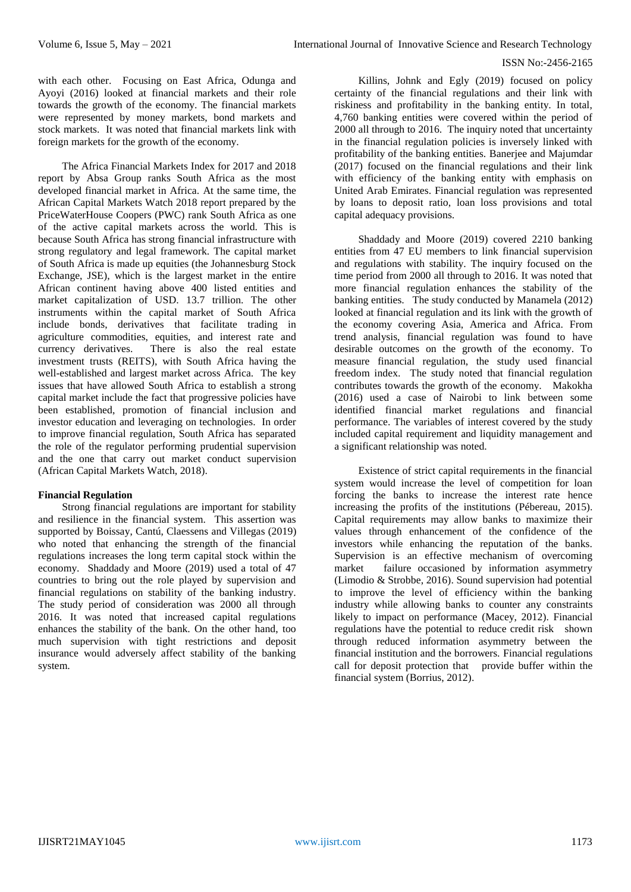with each other. Focusing on East Africa, Odunga and Ayoyi (2016) looked at financial markets and their role towards the growth of the economy. The financial markets were represented by money markets, bond markets and stock markets. It was noted that financial markets link with foreign markets for the growth of the economy.

The Africa Financial Markets Index for 2017 and 2018 report by Absa Group ranks South Africa as the most developed financial market in Africa. At the same time, the African Capital Markets Watch 2018 report prepared by the PriceWaterHouse Coopers (PWC) rank South Africa as one of the active capital markets across the world. This is because South Africa has strong financial infrastructure with strong regulatory and legal framework. The capital market of South Africa is made up equities (the Johannesburg Stock Exchange, JSE), which is the largest market in the entire African continent having above 400 listed entities and market capitalization of USD. 13.7 trillion. The other instruments within the capital market of South Africa include bonds, derivatives that facilitate trading in agriculture commodities, equities, and interest rate and currency derivatives. There is also the real estate investment trusts (REITS), with South Africa having the well-established and largest market across Africa. The key issues that have allowed South Africa to establish a strong capital market include the fact that progressive policies have been established, promotion of financial inclusion and investor education and leveraging on technologies. In order to improve financial regulation, South Africa has separated the role of the regulator performing prudential supervision and the one that carry out market conduct supervision (African Capital Markets Watch, 2018).

**Financial Regulation**

Strong financial regulations are important for stability and resilience in the financial system. This assertion was supported by Boissay, Cantú, Claessens and Villegas (2019) who noted that enhancing the strength of the financial regulations increases the long term capital stock within the economy. Shaddady and Moore (2019) used a total of 47 countries to bring out the role played by supervision and financial regulations on stability of the banking industry. The study period of consideration was 2000 all through 2016. It was noted that increased capital regulations enhances the stability of the bank. On the other hand, too much supervision with tight restrictions and deposit insurance would adversely affect stability of the banking system.

Killins, Johnk and Egly (2019) focused on policy certainty of the financial regulations and their link with riskiness and profitability in the banking entity. In total, 4,760 banking entities were covered within the period of 2000 all through to 2016. The inquiry noted that uncertainty in the financial regulation policies is inversely linked with profitability of the banking entities. Banerjee and Majumdar (2017) focused on the financial regulations and their link with efficiency of the banking entity with emphasis on United Arab Emirates. Financial regulation was represented by loans to deposit ratio, loan loss provisions and total capital adequacy provisions.

Shaddady and Moore (2019) covered 2210 banking entities from 47 EU members to link financial supervision and regulations with stability. The inquiry focused on the time period from 2000 all through to 2016. It was noted that more financial regulation enhances the stability of the banking entities. The study conducted by Manamela (2012) looked at financial regulation and its link with the growth of the economy covering Asia, America and Africa. From trend analysis, financial regulation was found to have desirable outcomes on the growth of the economy. To measure financial regulation, the study used financial freedom index. The study noted that financial regulation contributes towards the growth of the economy. Makokha (2016) used a case of Nairobi to link between some identified financial market regulations and financial performance. The variables of interest covered by the study included capital requirement and liquidity management and a significant relationship was noted.

Existence of strict capital requirements in the financial system would increase the level of competition for loan forcing the banks to increase the interest rate hence increasing the profits of the institutions (Pébereau, 2015). Capital requirements may allow banks to maximize their values through enhancement of the confidence of the investors while enhancing the reputation of the banks. Supervision is an effective mechanism of overcoming market failure occasioned by information asymmetry (Limodio & Strobbe, 2016). Sound supervision had potential to improve the level of efficiency within the banking industry while allowing banks to counter any constraints likely to impact on performance (Macey, 2012). Financial regulations have the potential to reduce credit risk shown through reduced information asymmetry between the financial institution and the borrowers. Financial regulations call for deposit protection that provide buffer within the financial system (Borrius, 2012).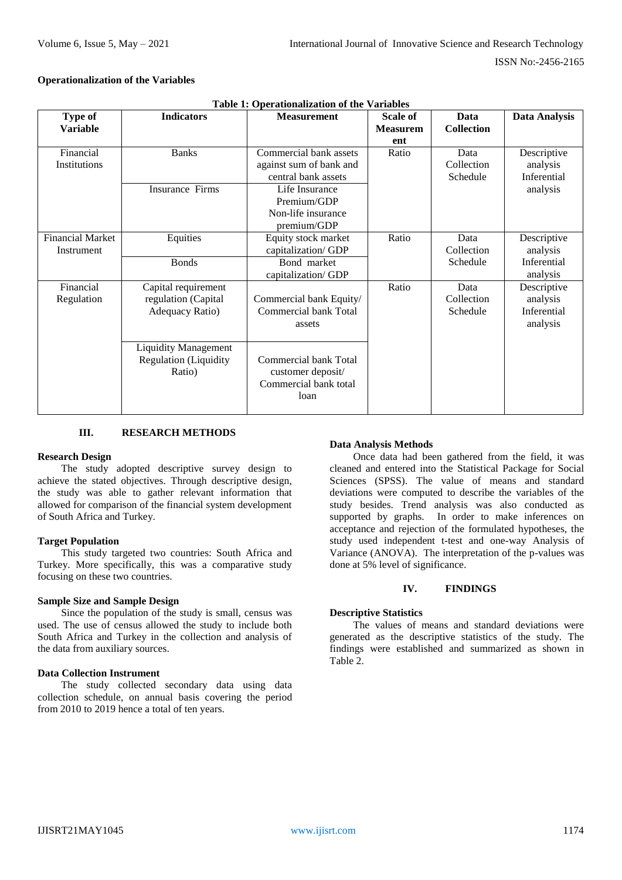**Operationalization of the Variables**

**Table 1: Operationalization of the Variables**

| Type of Variable | Indicators | Measurement | Scale of Measurement | Data Collection | Data Analysis |
|---|---|---|---|---|---|
| Financial Institutions | Banks | Commercial bank assets against sum of bank and central bank assets | Ratio | Data Collection Schedule | Descriptive analysis Inferential analysis |
| | Insurance Firms | Life Insurance Premium/GDP Non-life insurance premium/GDP | | | |
| Financial Market Instrument | Equities | Equity stock market capitalization/ GDP | Ratio | Data Collection Schedule | Descriptive analysis Inferential analysis |
| | Bonds | Bond market capitalization/ GDP | | | |
| Financial Regulation | Capital requirement regulation (Capital Adequacy Ratio) | Commercial bank Equity/ Commercial bank Total assets | Ratio | Data Collection Schedule | Descriptive analysis Inferential analysis |
| | Liquidity Management Regulation (Liquidity Ratio) | Commercial bank Total customer deposit/ Commercial bank total loan | | | |

## III. RESEARCH METHODS

**Research Design**

The study adopted descriptive survey design to achieve the stated objectives. Through descriptive design, the study was able to gather relevant information that allowed for comparison of the financial system development of South Africa and Turkey.

**Target Population**

This study targeted two countries: South Africa and Turkey. More specifically, this was a comparative study focusing on these two countries.

**Sample Size and Sample Design**

Since the population of the study is small, census was used. The use of census allowed the study to include both South Africa and Turkey in the collection and analysis of the data from auxiliary sources.

**Data Collection Instrument**

The study collected secondary data using data collection schedule, on annual basis covering the period from 2010 to 2019 hence a total of ten years.

**Data Analysis Methods**

Once data had been gathered from the field, it was cleaned and entered into the Statistical Package for Social Sciences (SPSS). The value of means and standard deviations were computed to describe the variables of the study besides. Trend analysis was also conducted as supported by graphs. In order to make inferences on acceptance and rejection of the formulated hypotheses, the study used independent t-test and one-way Analysis of Variance (ANOVA). The interpretation of the p-values was done at 5% level of significance.

## IV. FINDINGS

**Descriptive Statistics**

The values of means and standard deviations were generated as the descriptive statistics of the study. The findings were established and summarized as shown in Table 2.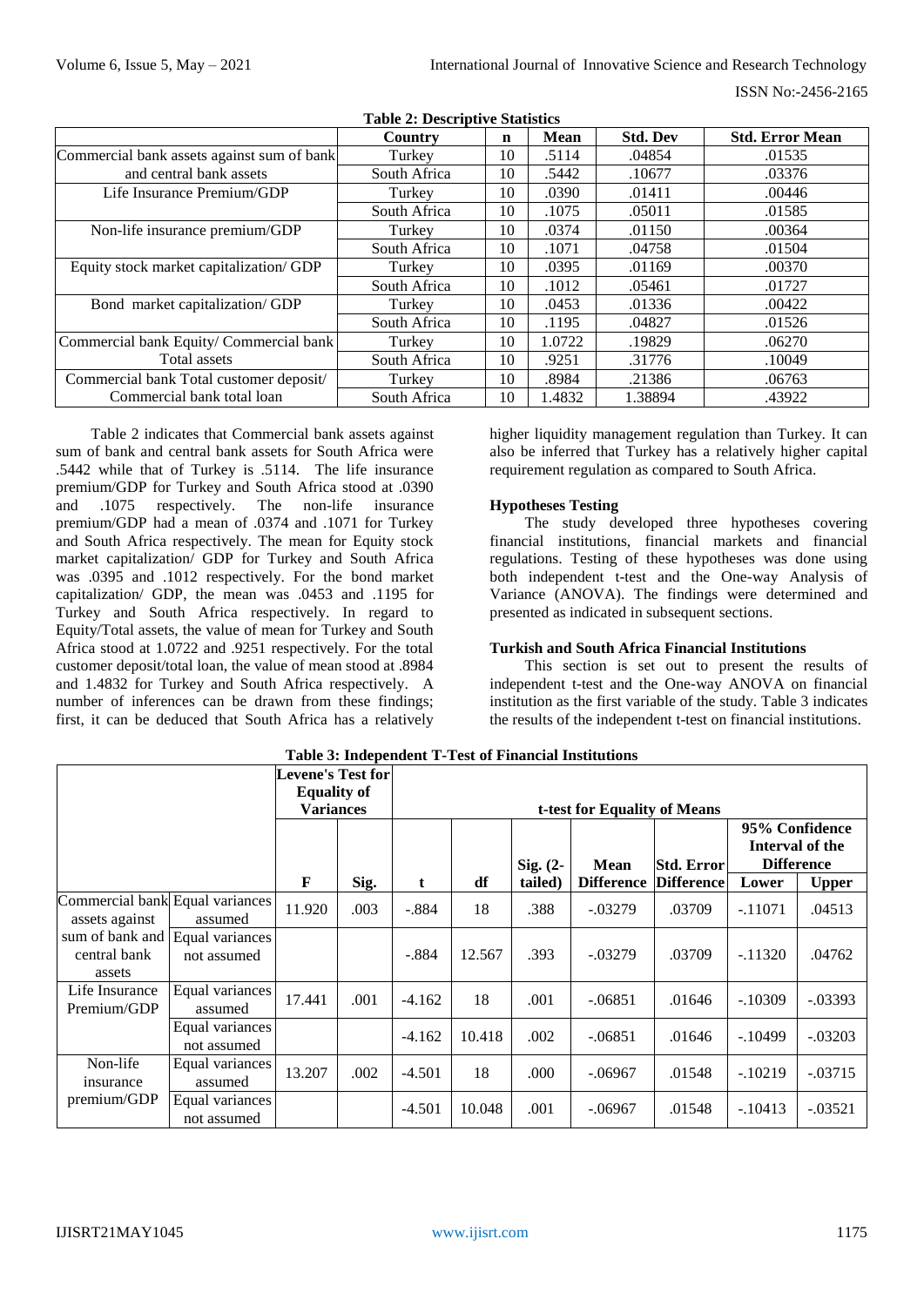**Table 2: Descriptive Statistics**

| | Country | n | Mean | Std. Dev | Std. Error Mean |
|---|---|---|---|---|---|
| Commercial bank assets against sum of bank and central bank assets | Turkey | 10 | .5114 | .04854 | .01535 |
| | South Africa | 10 | .5442 | .10677 | .03376 |
| Life Insurance Premium/GDP | Turkey | 10 | .0390 | .01411 | .00446 |
| | South Africa | 10 | .1075 | .05011 | .01585 |
| Non-life insurance premium/GDP | Turkey | 10 | .0374 | .01150 | .00364 |
| | South Africa | 10 | .1071 | .04758 | .01504 |
| Equity stock market capitalization/ GDP | Turkey | 10 | .0395 | .01169 | .00370 |
| | South Africa | 10 | .1012 | .05461 | .01727 |
| Bond market capitalization/ GDP | Turkey | 10 | .0453 | .01336 | .00422 |
| | South Africa | 10 | .1195 | .04827 | .01526 |
| Commercial bank Equity/ Commercial bank Total assets | Turkey | 10 | 1.0722 | .19829 | .06270 |
| | South Africa | 10 | .9251 | .31776 | .10049 |
| Commercial bank Total customer deposit/ Commercial bank total loan | Turkey | 10 | .8984 | .21386 | .06763 |
| | South Africa | 10 | 1.4832 | 1.38894 | .43922 |

Table 2 indicates that Commercial bank assets against sum of bank and central bank assets for South Africa were .5442 while that of Turkey is .5114. The life insurance premium/GDP for Turkey and South Africa stood at .0390 and .1075 respectively. The non-life insurance premium/GDP had a mean of .0374 and .1071 for Turkey and South Africa respectively. The mean for Equity stock market capitalization/ GDP for Turkey and South Africa was .0395 and .1012 respectively. For the bond market capitalization/ GDP, the mean was .0453 and .1195 for Turkey and South Africa respectively. In regard to Equity/Total assets, the value of mean for Turkey and South Africa stood at 1.0722 and .9251 respectively. For the total customer deposit/total loan, the value of mean stood at .8984 and 1.4832 for Turkey and South Africa respectively. A number of inferences can be drawn from these findings; first, it can be deduced that South Africa has a relatively higher liquidity management regulation than Turkey. It can also be inferred that Turkey has a relatively higher capital requirement regulation as compared to South Africa.

### Hypotheses Testing

The study developed three hypotheses covering financial institutions, financial markets and financial regulations. Testing of these hypotheses was done using both independent t-test and the One-way Analysis of Variance (ANOVA). The findings were determined and presented as indicated in subsequent sections.

### Turkish and South Africa Financial Institutions

This section is set out to present the results of independent t-test and the One-way ANOVA on financial institution as the first variable of the study. Table 3 indicates the results of the independent t-test on financial institutions.

**Table 3: Independent T-Test of Financial Institutions**

| | | Levene's Test for Equality of Variances | | t-test for Equality of Means | | | | | | |
|---|---|---|---|---|---|---|---|---|---|---|
| | | | | | | | | | 95% Confidence Interval of the Difference | |
| | | F | Sig. | t | df | Sig. (2-tailed) | Mean Difference | Std. Error Difference | Lower | Upper |
| Commercial bank assets against sum of bank and central bank assets | Equal variances assumed | 11.920 | .003 | -.884 | 18 | .388 | -.03279 | .03709 | -.11071 | .04513 |
| | Equal variances not assumed | | | -.884 | 12.567 | .393 | -.03279 | .03709 | -.11320 | .04762 |
| Life Insurance Premium/GDP | Equal variances assumed | 17.441 | .001 | -4.162 | 18 | .001 | -.06851 | .01646 | -.10309 | -.03393 |
| | Equal variances not assumed | | | -4.162 | 10.418 | .002 | -.06851 | .01646 | -.10499 | -.03203 |
| Non-life insurance premium/GDP | Equal variances assumed | 13.207 | .002 | -4.501 | 18 | .000 | -.06967 | .01548 | -.10219 | -.03715 |
| | Equal variances not assumed | | | -4.501 | 10.048 | .001 | -.06967 | .01548 | -.10413 | -.03521 |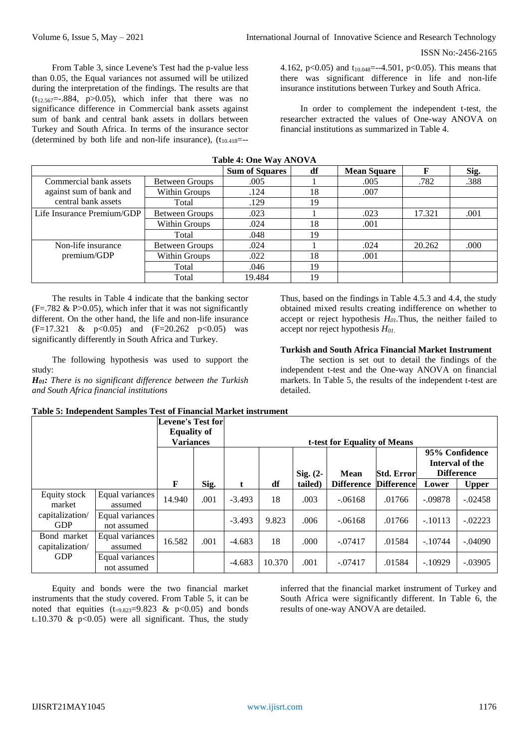From Table 3, since Levene's Test had the p-value less than 0.05, the Equal variances not assumed will be utilized during the interpretation of the findings. The results are that ($t_{12.567}$=-.884, p>0.05), which infer that there was no significance difference in Commercial bank assets against sum of bank and central bank assets in dollars between Turkey and South Africa. In terms of the insurance sector (determined by both life and non-life insurance), ($t_{10.418}$=--4.162, p<0.05) and $t_{10.048}$=--4.501, p<0.05). This means that there was significant difference in life and non-life insurance institutions between Turkey and South Africa.

In order to complement the independent t-test, the researcher extracted the values of One-way ANOVA on financial institutions as summarized in Table 4.

**Table 4: One Way ANOVA**

| | | Sum of Squares | df | Mean Square | F | Sig. |
|---|---|---|---|---|---|---|
| Commercial bank assets against sum of bank and central bank assets | Between Groups | .005 | 1 | .005 | .782 | .388 |
| | Within Groups | .124 | 18 | .007 | | |
| | Total | .129 | 19 | | | |
| Life Insurance Premium/GDP | Between Groups | .023 | 1 | .023 | 17.321 | .001 |
| | Within Groups | .024 | 18 | .001 | | |
| | Total | .048 | 19 | | | |
| Non-life insurance premium/GDP | Between Groups | .024 | 1 | .024 | 20.262 | .000 |
| | Within Groups | .022 | 18 | .001 | | |
| | Total | .046 | 19 | | | |
| | Total | 19.484 | 19 | | | |

The results in Table 4 indicate that the banking sector (F=.782 & P>0.05), which infer that it was not significantly different. On the other hand, the life and non-life insurance (F=17.321 & p<0.05) and (F=20.262 p<0.05) was significantly differently in South Africa and Turkey.

The following hypothesis was used to support the study:

***$H_{01}$*:** *There is no significant difference between the Turkish and South Africa financial institutions*

Thus, based on the findings in Table 4.5.3 and 4.4, the study obtained mixed results creating indifference on whether to accept or reject hypothesis *$H_{01}$*.Thus, the neither failed to accept nor reject hypothesis *$H_{01}$.*

### Turkish and South Africa Financial Market Instrument

The section is set out to detail the findings of the independent t-test and the One-way ANOVA on financial markets. In Table 5, the results of the independent t-test are detailed.

**Table 5: Independent Samples Test of Financial Market instrument**

| | | Levene's Test for Equality of Variances | | t-test for Equality of Means | | | | | | |
|---|---|---|---|---|---|---|---|---|---|---|
| | | | | | | | | | 95% Confidence Interval of the Difference | |
| | | F | Sig. | t | df | Sig. (2-tailed) | Mean Difference | Std. Error Difference | Lower | Upper |
| Equity stock market capitalization/ GDP | Equal variances assumed | 14.940 | .001 | -3.493 | 18 | .003 | -.06168 | .01766 | -.09878 | -.02458 |
| | Equal variances not assumed | | | -3.493 | 9.823 | .006 | -.06168 | .01766 | -.10113 | -.02223 |
| Bond market capitalization/ GDP | Equal variances assumed | 16.582 | .001 | -4.683 | 18 | .000 | -.07417 | .01584 | -.10744 | -.04090 |
| | Equal variances not assumed | | | -4.683 | 10.370 | .001 | -.07417 | .01584 | -.10929 | -.03905 |

Equity and bonds were the two financial market instruments that the study covered. From Table 5, it can be noted that equities ($t_{=9.823}$=9.823 & p<0.05) and bonds $t_{=}$10.370 & p<0.05) were all significant. Thus, the study inferred that the financial market instrument of Turkey and South Africa were significantly different. In Table 6, the results of one-way ANOVA are detailed.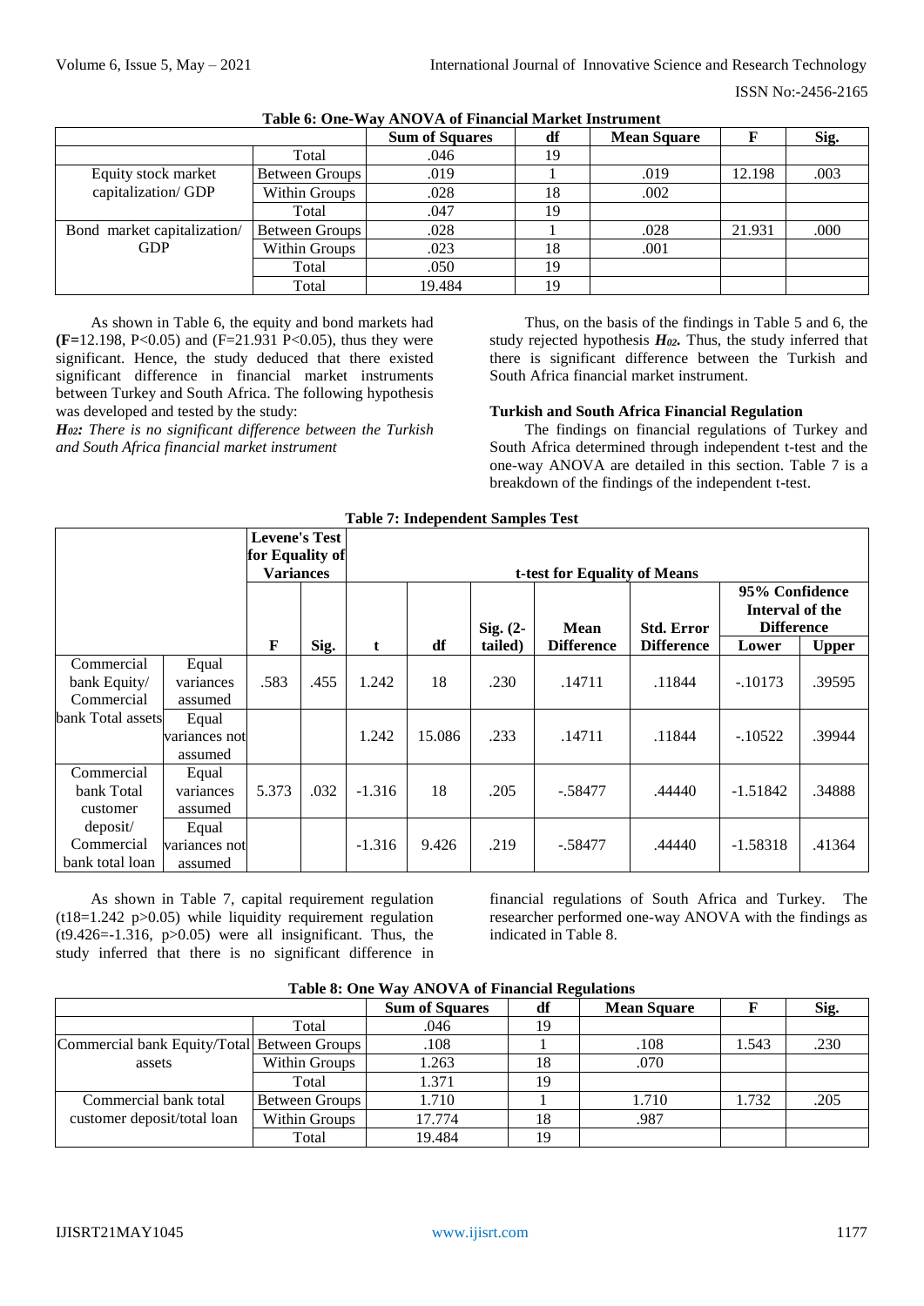**Table 6: One-Way ANOVA of Financial Market Instrument**

| | | Sum of Squares | df | Mean Square | F | Sig. |
|---|---|---|---|---|---|---|
| | Total | .046 | 19 | | | |
| Equity stock market capitalization/ GDP | Between Groups | .019 | 1 | .019 | 12.198 | .003 |
| | Within Groups | .028 | 18 | .002 | | |
| | Total | .047 | 19 | | | |
| Bond market capitalization/ GDP | Between Groups | .028 | 1 | .028 | 21.931 | .000 |
| | Within Groups | .023 | 18 | .001 | | |
| | Total | .050 | 19 | | | |
| | Total | 19.484 | 19 | | | |

As shown in Table 6, the equity and bond markets had **(F=**12.198, P<0.05) and (F=21.931 P<0.05), thus they were significant. Hence, the study deduced that there existed significant difference in financial market instruments between Turkey and South Africa. The following hypothesis was developed and tested by the study:

***H₀₂:*** *There is no significant difference between the Turkish and South Africa financial market instrument*

Thus, on the basis of the findings in Table 5 and 6, the study rejected hypothesis $\boldsymbol{H_{02}}$. Thus, the study inferred that there is significant difference between the Turkish and South Africa financial market instrument.

### Turkish and South Africa Financial Regulation

The findings on financial regulations of Turkey and South Africa determined through independent t-test and the one-way ANOVA are detailed in this section. Table 7 is a breakdown of the findings of the independent t-test.

**Table 7: Independent Samples Test**

| | | Levene's Test for Equality of Variances | | t-test for Equality of Means | | | | | | |
|---|---|---|---|---|---|---|---|---|---|---|
| | | | | | | | | | 95% Confidence Interval of the Difference | |
| | | F | Sig. | t | df | Sig. (2-tailed) | Mean Difference | Std. Error Difference | Lower | Upper |
| Commercial bank Equity/ Commercial bank Total assets | Equal variances assumed | .583 | .455 | 1.242 | 18 | .230 | .14711 | .11844 | -.10173 | .39595 |
| | Equal variances not assumed | | | 1.242 | 15.086 | .233 | .14711 | .11844 | -.10522 | .39944 |
| Commercial bank Total customer deposit/ Commercial bank total loan | Equal variances assumed | 5.373 | .032 | -1.316 | 18 | .205 | -.58477 | .44440 | -1.51842 | .34888 |
| | Equal variances not assumed | | | -1.316 | 9.426 | .219 | -.58477 | .44440 | -1.58318 | .41364 |

As shown in Table 7, capital requirement regulation ($t_{18}$=1.242 p>0.05) while liquidity requirement regulation ($t_{9.426}$=-1.316, p>0.05) were all insignificant. Thus, the study inferred that there is no significant difference in financial regulations of South Africa and Turkey. The researcher performed one-way ANOVA with the findings as indicated in Table 8.

**Table 8: One Way ANOVA of Financial Regulations**

| | | Sum of Squares | df | Mean Square | F | Sig. |
|---|---|---|---|---|---|---|
| | Total | .046 | 19 | | | |
| Commercial bank Equity/Total assets | Between Groups | .108 | 1 | .108 | 1.543 | .230 |
| | Within Groups | 1.263 | 18 | .070 | | |
| | Total | 1.371 | 19 | | | |
| Commercial bank total customer deposit/total loan | Between Groups | 1.710 | 1 | 1.710 | 1.732 | .205 |
| | Within Groups | 17.774 | 18 | .987 | | |
| | Total | 19.484 | 19 | | | |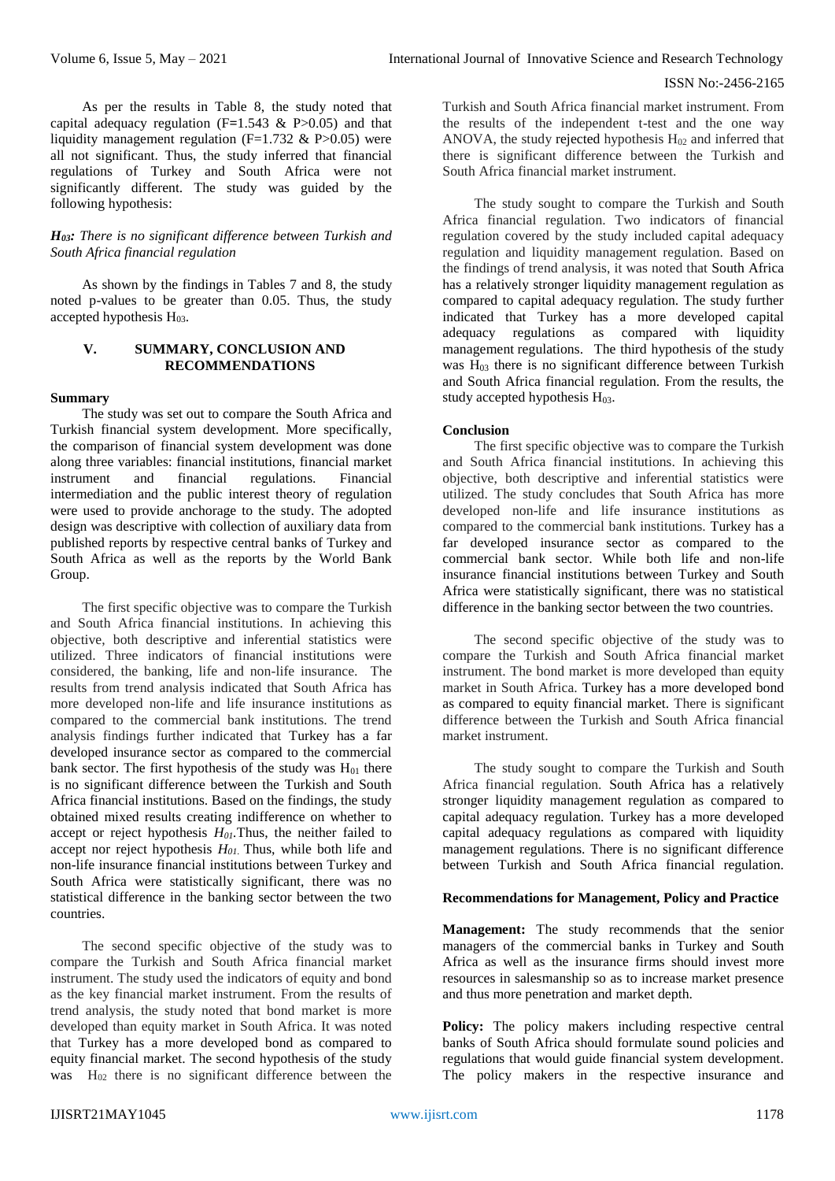As per the results in Table 8, the study noted that capital adequacy regulation (F=1.543 & P>0.05) and that liquidity management regulation (F=1.732 & P>0.05) were all not significant. Thus, the study inferred that financial regulations of Turkey and South Africa were not significantly different. The study was guided by the following hypothesis:

***$H_{03}$: There is no significant difference between Turkish and South Africa financial regulation***

As shown by the findings in Tables 7 and 8, the study noted p-values to be greater than 0.05. Thus, the study accepted hypothesis $H_{03}$.

## V. SUMMARY, CONCLUSION AND RECOMMENDATIONS

### Summary

The study was set out to compare the South Africa and Turkish financial system development. More specifically, the comparison of financial system development was done along three variables: financial institutions, financial market instrument and financial regulations. Financial intermediation and the public interest theory of regulation were used to provide anchorage to the study. The adopted design was descriptive with collection of auxiliary data from published reports by respective central banks of Turkey and South Africa as well as the reports by the World Bank Group.

The first specific objective was to compare the Turkish and South Africa financial institutions. In achieving this objective, both descriptive and inferential statistics were utilized. Three indicators of financial institutions were considered, the banking, life and non-life insurance. The results from trend analysis indicated that South Africa has more developed non-life and life insurance institutions as compared to the commercial bank institutions. The trend analysis findings further indicated that Turkey has a far developed insurance sector as compared to the commercial bank sector. The first hypothesis of the study was $H_{01}$ there is no significant difference between the Turkish and South Africa financial institutions. Based on the findings, the study obtained mixed results creating indifference on whether to accept or reject hypothesis $H_{01}$.Thus, the neither failed to accept nor reject hypothesis $H_{01}$. Thus, while both life and non-life insurance financial institutions between Turkey and South Africa were statistically significant, there was no statistical difference in the banking sector between the two countries.

The second specific objective of the study was to compare the Turkish and South Africa financial market instrument. The study used the indicators of equity and bond as the key financial market instrument. From the results of trend analysis, the study noted that bond market is more developed than equity market in South Africa. It was noted that Turkey has a more developed bond as compared to equity financial market. The second hypothesis of the study was $H_{02}$ there is no significant difference between the Turkish and South Africa financial market instrument. From the results of the independent t-test and the one way ANOVA, the study rejected hypothesis $H_{02}$ and inferred that there is significant difference between the Turkish and South Africa financial market instrument.

The study sought to compare the Turkish and South Africa financial regulation. Two indicators of financial regulation covered by the study included capital adequacy regulation and liquidity management regulation. Based on the findings of trend analysis, it was noted that South Africa has a relatively stronger liquidity management regulation as compared to capital adequacy regulation. The study further indicated that Turkey has a more developed capital adequacy regulations as compared with liquidity management regulations. The third hypothesis of the study was $H_{03}$ there is no significant difference between Turkish and South Africa financial regulation. From the results, the study accepted hypothesis $H_{03}$.

### Conclusion

The first specific objective was to compare the Turkish and South Africa financial institutions. In achieving this objective, both descriptive and inferential statistics were utilized. The study concludes that South Africa has more developed non-life and life insurance institutions as compared to the commercial bank institutions. Turkey has a far developed insurance sector as compared to the commercial bank sector. While both life and non-life insurance financial institutions between Turkey and South Africa were statistically significant, there was no statistical difference in the banking sector between the two countries.

The second specific objective of the study was to compare the Turkish and South Africa financial market instrument. The bond market is more developed than equity market in South Africa. Turkey has a more developed bond as compared to equity financial market. There is significant difference between the Turkish and South Africa financial market instrument.

The study sought to compare the Turkish and South Africa financial regulation. South Africa has a relatively stronger liquidity management regulation as compared to capital adequacy regulation. Turkey has a more developed capital adequacy regulations as compared with liquidity management regulations. There is no significant difference between Turkish and South Africa financial regulation.

### Recommendations for Management, Policy and Practice

**Management:** The study recommends that the senior managers of the commercial banks in Turkey and South Africa as well as the insurance firms should invest more resources in salesmanship so as to increase market presence and thus more penetration and market depth.

**Policy:** The policy makers including respective central banks of South Africa should formulate sound policies and regulations that would guide financial system development. The policy makers in the respective insurance and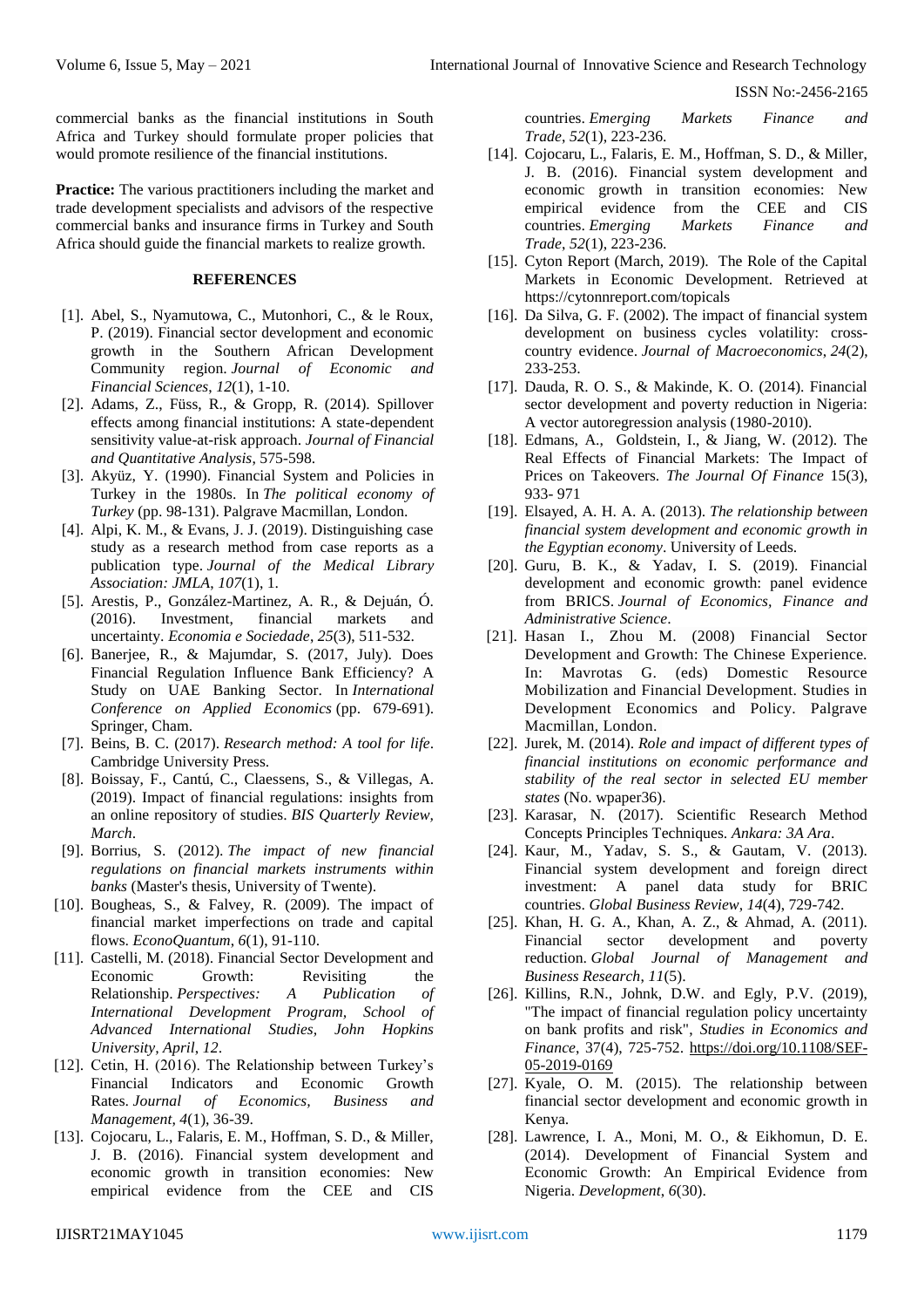commercial banks as the financial institutions in South Africa and Turkey should formulate proper policies that would promote resilience of the financial institutions.

**Practice:** The various practitioners including the market and trade development specialists and advisors of the respective commercial banks and insurance firms in Turkey and South Africa should guide the financial markets to realize growth.

## REFERENCES

[1]. Abel, S., Nyamutowa, C., Mutonhori, C., & le Roux, P. (2019). Financial sector development and economic growth in the Southern African Development Community region. *Journal of Economic and Financial Sciences*, *12*(1), 1-10.

[2]. Adams, Z., Füss, R., & Gropp, R. (2014). Spillover effects among financial institutions: A state-dependent sensitivity value-at-risk approach. *Journal of Financial and Quantitative Analysis*, 575-598.

[3]. Akyüz, Y. (1990). Financial System and Policies in Turkey in the 1980s. In *The political economy of Turkey* (pp. 98-131). Palgrave Macmillan, London.

[4]. Alpi, K. M., & Evans, J. J. (2019). Distinguishing case study as a research method from case reports as a publication type. *Journal of the Medical Library Association: JMLA*, *107*(1), 1.

[5]. Arestis, P., González-Martinez, A. R., & Dejuán, Ó. (2016). Investment, financial markets and uncertainty. *Economia e Sociedade*, *25*(3), 511-532.

[6]. Banerjee, R., & Majumdar, S. (2017, July). Does Financial Regulation Influence Bank Efficiency? A Study on UAE Banking Sector. In *International Conference on Applied Economics* (pp. 679-691). Springer, Cham.

[7]. Beins, B. C. (2017). *Research method: A tool for life*. Cambridge University Press.

[8]. Boissay, F., Cantú, C., Claessens, S., & Villegas, A. (2019). Impact of financial regulations: insights from an online repository of studies. *BIS Quarterly Review, March*.

[9]. Borrius, S. (2012). *The impact of new financial regulations on financial markets instruments within banks* (Master's thesis, University of Twente).

[10]. Bougheas, S., & Falvey, R. (2009). The impact of financial market imperfections on trade and capital flows. *EconoQuantum*, *6*(1), 91-110.

[11]. Castelli, M. (2018). Financial Sector Development and Economic Growth: Revisiting the Relationship. *Perspectives: A Publication of International Development Program, School of Advanced International Studies, John Hopkins University, April, 12*.

[12]. Cetin, H. (2016). The Relationship between Turkey's Financial Indicators and Economic Growth Rates. *Journal of Economics, Business and Management*, *4*(1), 36-39.

[13]. Cojocaru, L., Falaris, E. M., Hoffman, S. D., & Miller, J. B. (2016). Financial system development and economic growth in transition economies: New empirical evidence from the CEE and CIS countries. *Emerging Markets Finance and Trade*, *52*(1), 223-236.

[14]. Cojocaru, L., Falaris, E. M., Hoffman, S. D., & Miller, J. B. (2016). Financial system development and economic growth in transition economies: New empirical evidence from the CEE and CIS countries. *Emerging Markets Finance and Trade*, *52*(1), 223-236.

[15]. Cyton Report (March, 2019). The Role of the Capital Markets in Economic Development. Retrieved at https://cytonnreport.com/topicals

[16]. Da Silva, G. F. (2002). The impact of financial system development on business cycles volatility: cross-country evidence. *Journal of Macroeconomics*, *24*(2), 233-253.

[17]. Dauda, R. O. S., & Makinde, K. O. (2014). Financial sector development and poverty reduction in Nigeria: A vector autoregression analysis (1980-2010).

[18]. Edmans, A., Goldstein, I., & Jiang, W. (2012). The Real Effects of Financial Markets: The Impact of Prices on Takeovers. *The Journal Of Finance* 15(3), 933- 971

[19]. Elsayed, A. H. A. A. (2013). *The relationship between financial system development and economic growth in the Egyptian economy*. University of Leeds.

[20]. Guru, B. K., & Yadav, I. S. (2019). Financial development and economic growth: panel evidence from BRICS. *Journal of Economics, Finance and Administrative Science*.

[21]. Hasan I., Zhou M. (2008) Financial Sector Development and Growth: The Chinese Experience. In: Mavrotas G. (eds) Domestic Resource Mobilization and Financial Development. Studies in Development Economics and Policy. Palgrave Macmillan, London.

[22]. Jurek, M. (2014). *Role and impact of different types of financial institutions on economic performance and stability of the real sector in selected EU member states* (No. wpaper36).

[23]. Karasar, N. (2017). Scientific Research Method Concepts Principles Techniques. *Ankara: 3A Ara*.

[24]. Kaur, M., Yadav, S. S., & Gautam, V. (2013). Financial system development and foreign direct investment: A panel data study for BRIC countries. *Global Business Review*, *14*(4), 729-742.

[25]. Khan, H. G. A., Khan, A. Z., & Ahmad, A. (2011). Financial sector development and poverty reduction. *Global Journal of Management and Business Research*, *11*(5).

[26]. Killins, R.N., Johnk, D.W. and Egly, P.V. (2019), "The impact of financial regulation policy uncertainty on bank profits and risk", *Studies in Economics and Finance*, 37(4), 725-752. https://doi.org/10.1108/SEF-05-2019-0169

[27]. Kyale, O. M. (2015). The relationship between financial sector development and economic growth in Kenya.

[28]. Lawrence, I. A., Moni, M. O., & Eikhomun, D. E. (2014). Development of Financial System and Economic Growth: An Empirical Evidence from Nigeria. *Development*, *6*(30).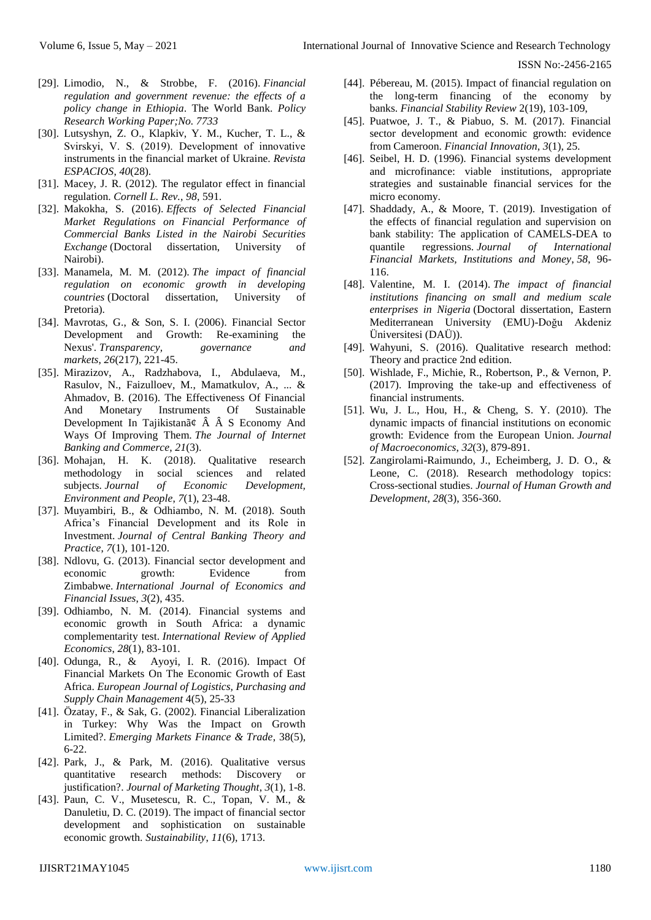[29]. Limodio, N., & Strobbe, F. (2016). *Financial regulation and government revenue: the effects of a policy change in Ethiopia*. The World Bank. *Policy Research Working Paper;No. 7733*

[30]. Lutsyshyn, Z. O., Klapkiv, Y. M., Kucher, T. L., & Svirskyi, V. S. (2019). Development of innovative instruments in the financial market of Ukraine. *Revista ESPACIOS*, *40*(28).

[31]. Macey, J. R. (2012). The regulator effect in financial regulation. *Cornell L. Rev.*, *98*, 591.

[32]. Makokha, S. (2016). *Effects of Selected Financial Market Regulations on Financial Performance of Commercial Banks Listed in the Nairobi Securities Exchange* (Doctoral dissertation, University of Nairobi).

[33]. Manamela, M. M. (2012). *The impact of financial regulation on economic growth in developing countries* (Doctoral dissertation, University of Pretoria).

[34]. Mavrotas, G., & Son, S. I. (2006). Financial Sector Development and Growth: Re-examining the Nexus'. *Transparency, governance and markets*, *26*(217), 221-45.

[35]. Mirazizov, A., Radzhabova, I., Abdulaeva, M., Rasulov, N., Faizulloev, M., Mamatkulov, A., ... & Ahmadov, B. (2016). The Effectiveness Of Financial And Monetary Instruments Of Sustainable Development In Tajikistanâ¢ Â Â S Economy And Ways Of Improving Them. *The Journal of Internet Banking and Commerce*, *21*(3).

[36]. Mohajan, H. K. (2018). Qualitative research methodology in social sciences and related subjects. *Journal of Economic Development, Environment and People*, *7*(1), 23-48.

[37]. Muyambiri, B., & Odhiambo, N. M. (2018). South Africa's Financial Development and its Role in Investment. *Journal of Central Banking Theory and Practice*, *7*(1), 101-120.

[38]. Ndlovu, G. (2013). Financial sector development and economic growth: Evidence from Zimbabwe. *International Journal of Economics and Financial Issues*, *3*(2), 435.

[39]. Odhiambo, N. M. (2014). Financial systems and economic growth in South Africa: a dynamic complementarity test. *International Review of Applied Economics*, *28*(1), 83-101.

[40]. Odunga, R., & Ayoyi, I. R. (2016). Impact Of Financial Markets On The Economic Growth of East Africa. *European Journal of Logistics, Purchasing and Supply Chain Management* 4(5), 25-33

[41]. Özatay, F., & Sak, G. (2002). Financial Liberalization in Turkey: Why Was the Impact on Growth Limited?. *Emerging Markets Finance & Trade*, 38(5), 6-22.

[42]. Park, J., & Park, M. (2016). Qualitative versus quantitative research methods: Discovery or justification?. *Journal of Marketing Thought*, *3*(1), 1-8.

[43]. Paun, C. V., Musetescu, R. C., Topan, V. M., & Danuletiu, D. C. (2019). The impact of financial sector development and sophistication on sustainable economic growth. *Sustainability*, *11*(6), 1713.

[44]. Pébereau, M. (2015). Impact of financial regulation on the long-term financing of the economy by banks. *Financial Stability Review* 2(19), 103-109,

[45]. Puatwoe, J. T., & Piabuo, S. M. (2017). Financial sector development and economic growth: evidence from Cameroon. *Financial Innovation*, *3*(1), 25.

[46]. Seibel, H. D. (1996). Financial systems development and microfinance: viable institutions, appropriate strategies and sustainable financial services for the micro economy.

[47]. Shaddady, A., & Moore, T. (2019). Investigation of the effects of financial regulation and supervision on bank stability: The application of CAMELS-DEA to quantile regressions. *Journal of International Financial Markets, Institutions and Money*, *58*, 96-116.

[48]. Valentine, M. I. (2014). *The impact of financial institutions financing on small and medium scale enterprises in Nigeria* (Doctoral dissertation, Eastern Mediterranean University (EMU)-Doğu Akdeniz Üniversitesi (DAÜ)).

[49]. Wahyuni, S. (2016). Qualitative research method: Theory and practice 2nd edition.

[50]. Wishlade, F., Michie, R., Robertson, P., & Vernon, P. (2017). Improving the take-up and effectiveness of financial instruments.

[51]. Wu, J. L., Hou, H., & Cheng, S. Y. (2010). The dynamic impacts of financial institutions on economic growth: Evidence from the European Union. *Journal of Macroeconomics*, *32*(3), 879-891.

[52]. Zangirolami-Raimundo, J., Echeimberg, J. D. O., & Leone, C. (2018). Research methodology topics: Cross-sectional studies. *Journal of Human Growth and Development*, *28*(3), 356-360.